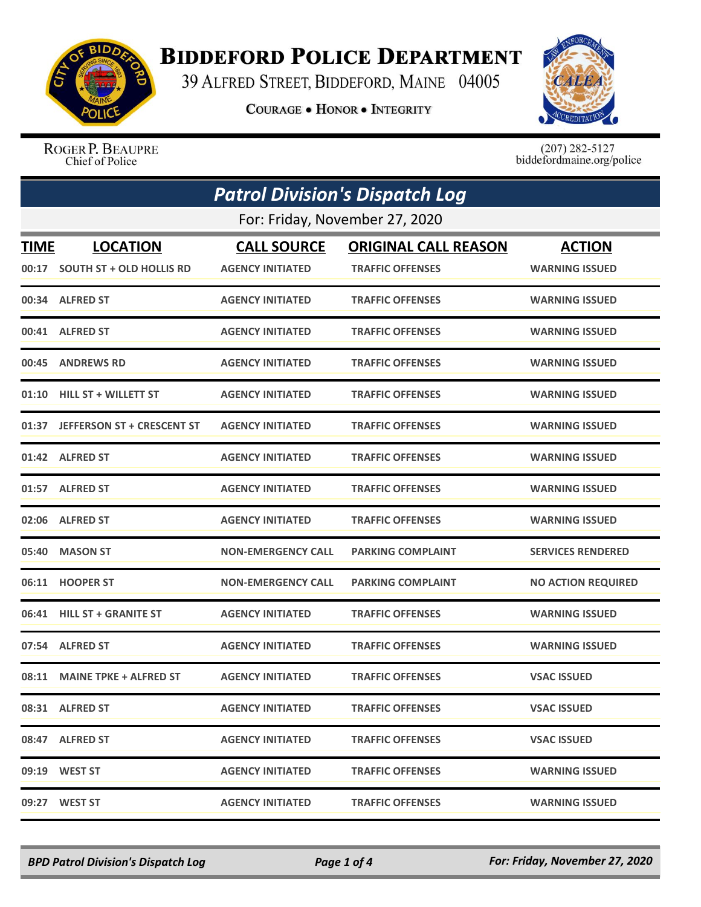# BIDDEFORD POLICE DEPARTMENT

39 ALFRED STREET, BIDDEFORD, MAINE 04005

**COURAGE • HONOR • INTEGRITY**

ROGER P. BEAUPRE
Chief of Police

(207) 282-5127
biddefordmaine.org/police

## *Patrol Division's Dispatch Log*

For: Friday, November 27, 2020

| TIME | LOCATION | CALL SOURCE | ORIGINAL CALL REASON | ACTION |
|---|---|---|---|---|
| 00:17 | SOUTH ST + OLD HOLLIS RD | AGENCY INITIATED | TRAFFIC OFFENSES | WARNING ISSUED |
| 00:34 | ALFRED ST | AGENCY INITIATED | TRAFFIC OFFENSES | WARNING ISSUED |
| 00:41 | ALFRED ST | AGENCY INITIATED | TRAFFIC OFFENSES | WARNING ISSUED |
| 00:45 | ANDREWS RD | AGENCY INITIATED | TRAFFIC OFFENSES | WARNING ISSUED |
| 01:10 | HILL ST + WILLETT ST | AGENCY INITIATED | TRAFFIC OFFENSES | WARNING ISSUED |
| 01:37 | JEFFERSON ST + CRESCENT ST | AGENCY INITIATED | TRAFFIC OFFENSES | WARNING ISSUED |
| 01:42 | ALFRED ST | AGENCY INITIATED | TRAFFIC OFFENSES | WARNING ISSUED |
| 01:57 | ALFRED ST | AGENCY INITIATED | TRAFFIC OFFENSES | WARNING ISSUED |
| 02:06 | ALFRED ST | AGENCY INITIATED | TRAFFIC OFFENSES | WARNING ISSUED |
| 05:40 | MASON ST | NON-EMERGENCY CALL | PARKING COMPLAINT | SERVICES RENDERED |
| 06:11 | HOOPER ST | NON-EMERGENCY CALL | PARKING COMPLAINT | NO ACTION REQUIRED |
| 06:41 | HILL ST + GRANITE ST | AGENCY INITIATED | TRAFFIC OFFENSES | WARNING ISSUED |
| 07:54 | ALFRED ST | AGENCY INITIATED | TRAFFIC OFFENSES | WARNING ISSUED |
| 08:11 | MAINE TPKE + ALFRED ST | AGENCY INITIATED | TRAFFIC OFFENSES | VSAC ISSUED |
| 08:31 | ALFRED ST | AGENCY INITIATED | TRAFFIC OFFENSES | VSAC ISSUED |
| 08:47 | ALFRED ST | AGENCY INITIATED | TRAFFIC OFFENSES | VSAC ISSUED |
| 09:19 | WEST ST | AGENCY INITIATED | TRAFFIC OFFENSES | WARNING ISSUED |
| 09:27 | WEST ST | AGENCY INITIATED | TRAFFIC OFFENSES | WARNING ISSUED |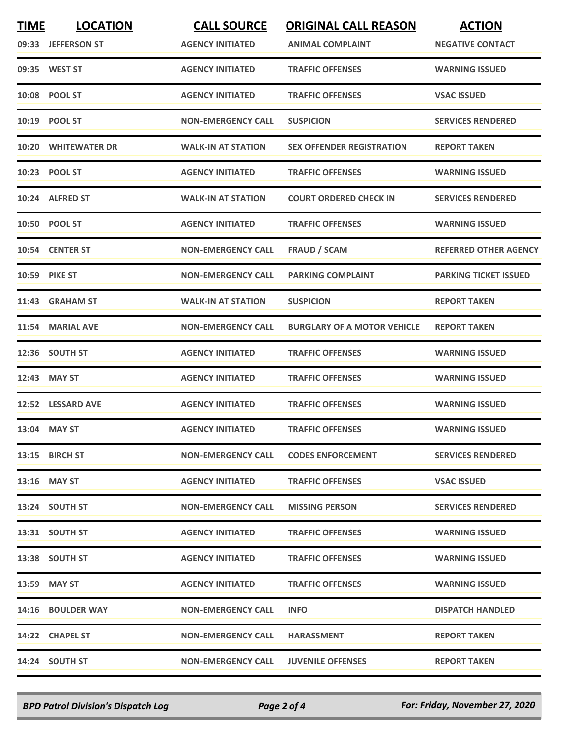| TIME | LOCATION | CALL SOURCE | ORIGINAL CALL REASON | ACTION |
|---|---|---|---|---|
| 09:33 | JEFFERSON ST | AGENCY INITIATED | ANIMAL COMPLAINT | NEGATIVE CONTACT |
| 09:35 | WEST ST | AGENCY INITIATED | TRAFFIC OFFENSES | WARNING ISSUED |
| 10:08 | POOL ST | AGENCY INITIATED | TRAFFIC OFFENSES | VSAC ISSUED |
| 10:19 | POOL ST | NON-EMERGENCY CALL | SUSPICION | SERVICES RENDERED |
| 10:20 | WHITEWATER DR | WALK-IN AT STATION | SEX OFFENDER REGISTRATION | REPORT TAKEN |
| 10:23 | POOL ST | AGENCY INITIATED | TRAFFIC OFFENSES | WARNING ISSUED |
| 10:24 | ALFRED ST | WALK-IN AT STATION | COURT ORDERED CHECK IN | SERVICES RENDERED |
| 10:50 | POOL ST | AGENCY INITIATED | TRAFFIC OFFENSES | WARNING ISSUED |
| 10:54 | CENTER ST | NON-EMERGENCY CALL | FRAUD / SCAM | REFERRED OTHER AGENCY |
| 10:59 | PIKE ST | NON-EMERGENCY CALL | PARKING COMPLAINT | PARKING TICKET ISSUED |
| 11:43 | GRAHAM ST | WALK-IN AT STATION | SUSPICION | REPORT TAKEN |
| 11:54 | MARIAL AVE | NON-EMERGENCY CALL | BURGLARY OF A MOTOR VEHICLE | REPORT TAKEN |
| 12:36 | SOUTH ST | AGENCY INITIATED | TRAFFIC OFFENSES | WARNING ISSUED |
| 12:43 | MAY ST | AGENCY INITIATED | TRAFFIC OFFENSES | WARNING ISSUED |
| 12:52 | LESSARD AVE | AGENCY INITIATED | TRAFFIC OFFENSES | WARNING ISSUED |
| 13:04 | MAY ST | AGENCY INITIATED | TRAFFIC OFFENSES | WARNING ISSUED |
| 13:15 | BIRCH ST | NON-EMERGENCY CALL | CODES ENFORCEMENT | SERVICES RENDERED |
| 13:16 | MAY ST | AGENCY INITIATED | TRAFFIC OFFENSES | VSAC ISSUED |
| 13:24 | SOUTH ST | NON-EMERGENCY CALL | MISSING PERSON | SERVICES RENDERED |
| 13:31 | SOUTH ST | AGENCY INITIATED | TRAFFIC OFFENSES | WARNING ISSUED |
| 13:38 | SOUTH ST | AGENCY INITIATED | TRAFFIC OFFENSES | WARNING ISSUED |
| 13:59 | MAY ST | AGENCY INITIATED | TRAFFIC OFFENSES | WARNING ISSUED |
| 14:16 | BOULDER WAY | NON-EMERGENCY CALL | INFO | DISPATCH HANDLED |
| 14:22 | CHAPEL ST | NON-EMERGENCY CALL | HARASSMENT | REPORT TAKEN |
| 14:24 | SOUTH ST | NON-EMERGENCY CALL | JUVENILE OFFENSES | REPORT TAKEN |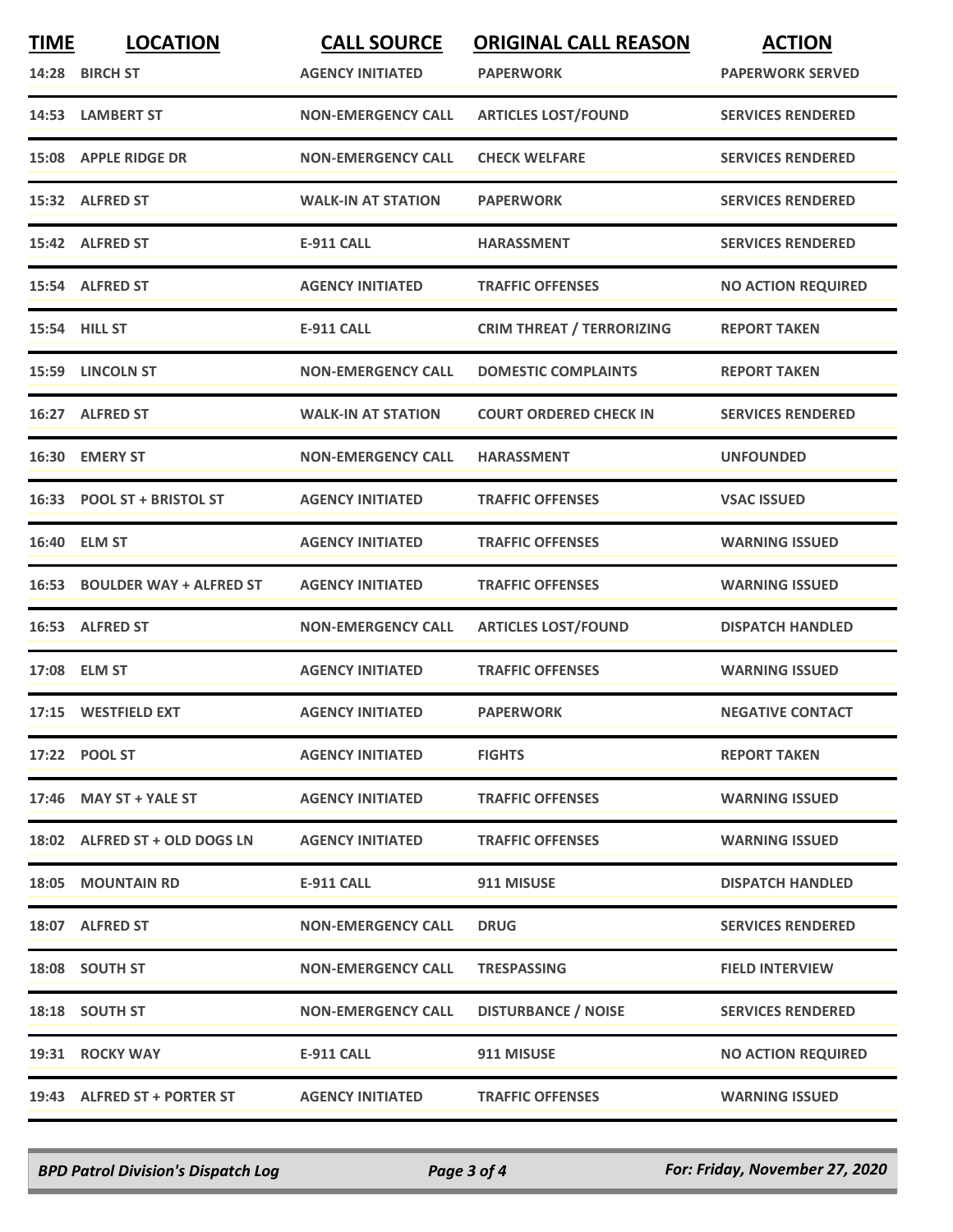| TIME | LOCATION | CALL SOURCE | ORIGINAL CALL REASON | ACTION |
|---|---|---|---|---|
| 14:28 | BIRCH ST | AGENCY INITIATED | PAPERWORK | PAPERWORK SERVED |
| 14:53 | LAMBERT ST | NON-EMERGENCY CALL | ARTICLES LOST/FOUND | SERVICES RENDERED |
| 15:08 | APPLE RIDGE DR | NON-EMERGENCY CALL | CHECK WELFARE | SERVICES RENDERED |
| 15:32 | ALFRED ST | WALK-IN AT STATION | PAPERWORK | SERVICES RENDERED |
| 15:42 | ALFRED ST | E-911 CALL | HARASSMENT | SERVICES RENDERED |
| 15:54 | ALFRED ST | AGENCY INITIATED | TRAFFIC OFFENSES | NO ACTION REQUIRED |
| 15:54 | HILL ST | E-911 CALL | CRIM THREAT / TERRORIZING | REPORT TAKEN |
| 15:59 | LINCOLN ST | NON-EMERGENCY CALL | DOMESTIC COMPLAINTS | REPORT TAKEN |
| 16:27 | ALFRED ST | WALK-IN AT STATION | COURT ORDERED CHECK IN | SERVICES RENDERED |
| 16:30 | EMERY ST | NON-EMERGENCY CALL | HARASSMENT | UNFOUNDED |
| 16:33 | POOL ST + BRISTOL ST | AGENCY INITIATED | TRAFFIC OFFENSES | VSAC ISSUED |
| 16:40 | ELM ST | AGENCY INITIATED | TRAFFIC OFFENSES | WARNING ISSUED |
| 16:53 | BOULDER WAY + ALFRED ST | AGENCY INITIATED | TRAFFIC OFFENSES | WARNING ISSUED |
| 16:53 | ALFRED ST | NON-EMERGENCY CALL | ARTICLES LOST/FOUND | DISPATCH HANDLED |
| 17:08 | ELM ST | AGENCY INITIATED | TRAFFIC OFFENSES | WARNING ISSUED |
| 17:15 | WESTFIELD EXT | AGENCY INITIATED | PAPERWORK | NEGATIVE CONTACT |
| 17:22 | POOL ST | AGENCY INITIATED | FIGHTS | REPORT TAKEN |
| 17:46 | MAY ST + YALE ST | AGENCY INITIATED | TRAFFIC OFFENSES | WARNING ISSUED |
| 18:02 | ALFRED ST + OLD DOGS LN | AGENCY INITIATED | TRAFFIC OFFENSES | WARNING ISSUED |
| 18:05 | MOUNTAIN RD | E-911 CALL | 911 MISUSE | DISPATCH HANDLED |
| 18:07 | ALFRED ST | NON-EMERGENCY CALL | DRUG | SERVICES RENDERED |
| 18:08 | SOUTH ST | NON-EMERGENCY CALL | TRESPASSING | FIELD INTERVIEW |
| 18:18 | SOUTH ST | NON-EMERGENCY CALL | DISTURBANCE / NOISE | SERVICES RENDERED |
| 19:31 | ROCKY WAY | E-911 CALL | 911 MISUSE | NO ACTION REQUIRED |
| 19:43 | ALFRED ST + PORTER ST | AGENCY INITIATED | TRAFFIC OFFENSES | WARNING ISSUED |

*BPD Patrol Division's Dispatch Log* — *For: Friday, November 27, 2020*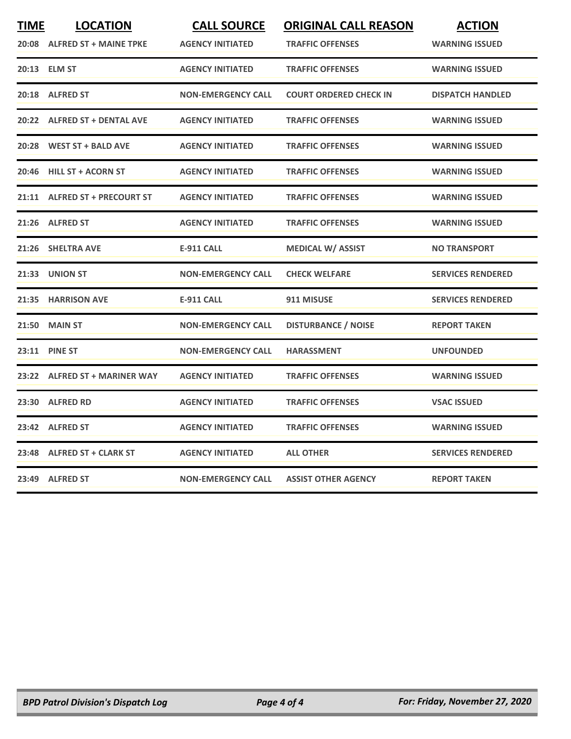| TIME | LOCATION | CALL SOURCE | ORIGINAL CALL REASON | ACTION |
| --- | --- | --- | --- | --- |
| 20:08 | ALFRED ST + MAINE TPKE | AGENCY INITIATED | TRAFFIC OFFENSES | WARNING ISSUED |
| 20:13 | ELM ST | AGENCY INITIATED | TRAFFIC OFFENSES | WARNING ISSUED |
| 20:18 | ALFRED ST | NON-EMERGENCY CALL | COURT ORDERED CHECK IN | DISPATCH HANDLED |
| 20:22 | ALFRED ST + DENTAL AVE | AGENCY INITIATED | TRAFFIC OFFENSES | WARNING ISSUED |
| 20:28 | WEST ST + BALD AVE | AGENCY INITIATED | TRAFFIC OFFENSES | WARNING ISSUED |
| 20:46 | HILL ST + ACORN ST | AGENCY INITIATED | TRAFFIC OFFENSES | WARNING ISSUED |
| 21:11 | ALFRED ST + PRECOURT ST | AGENCY INITIATED | TRAFFIC OFFENSES | WARNING ISSUED |
| 21:26 | ALFRED ST | AGENCY INITIATED | TRAFFIC OFFENSES | WARNING ISSUED |
| 21:26 | SHELTRA AVE | E-911 CALL | MEDICAL W/ ASSIST | NO TRANSPORT |
| 21:33 | UNION ST | NON-EMERGENCY CALL | CHECK WELFARE | SERVICES RENDERED |
| 21:35 | HARRISON AVE | E-911 CALL | 911 MISUSE | SERVICES RENDERED |
| 21:50 | MAIN ST | NON-EMERGENCY CALL | DISTURBANCE / NOISE | REPORT TAKEN |
| 23:11 | PINE ST | NON-EMERGENCY CALL | HARASSMENT | UNFOUNDED |
| 23:22 | ALFRED ST + MARINER WAY | AGENCY INITIATED | TRAFFIC OFFENSES | WARNING ISSUED |
| 23:30 | ALFRED RD | AGENCY INITIATED | TRAFFIC OFFENSES | VSAC ISSUED |
| 23:42 | ALFRED ST | AGENCY INITIATED | TRAFFIC OFFENSES | WARNING ISSUED |
| 23:48 | ALFRED ST + CLARK ST | AGENCY INITIATED | ALL OTHER | SERVICES RENDERED |
| 23:49 | ALFRED ST | NON-EMERGENCY CALL | ASSIST OTHER AGENCY | REPORT TAKEN |